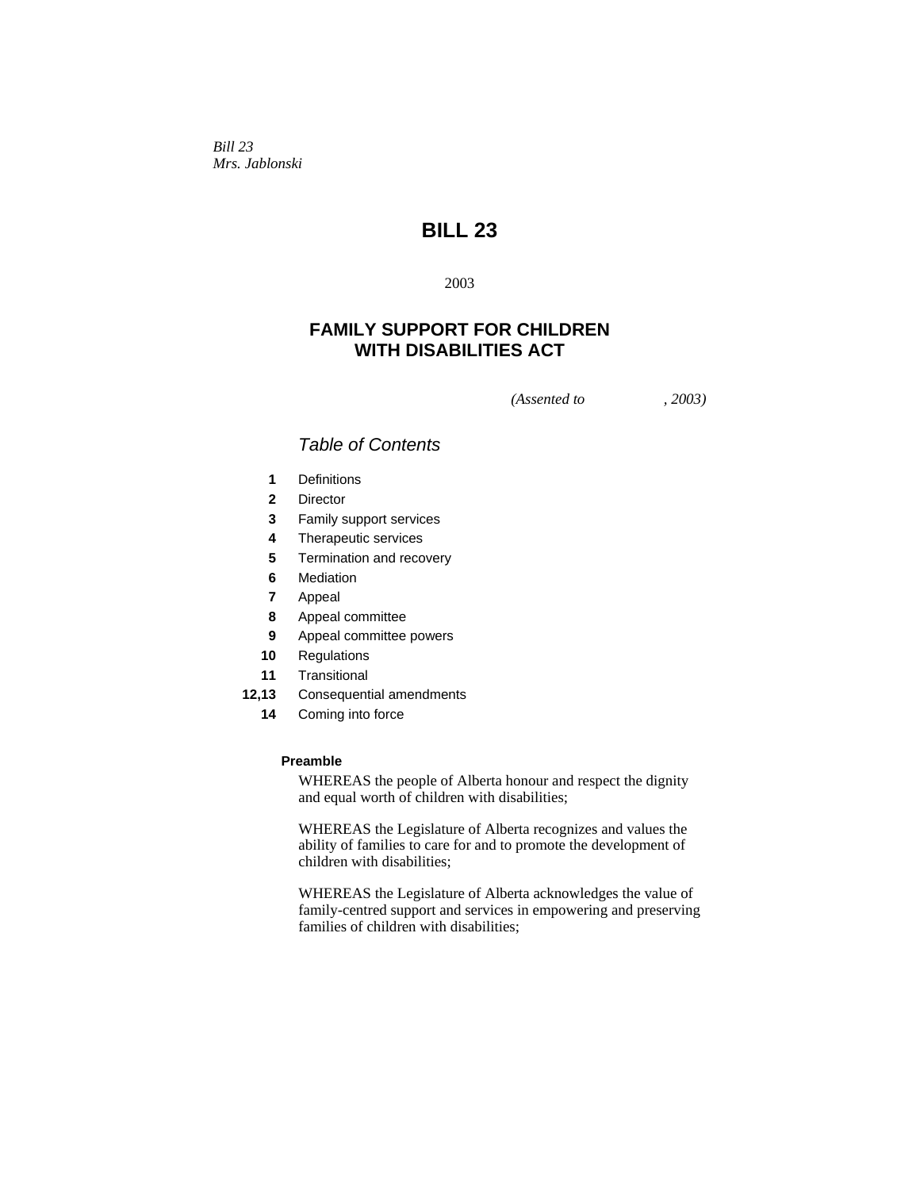*Bill 23*
*Mrs. Jablonski*

# BILL 23

2003

## FAMILY SUPPORT FOR CHILDREN WITH DISABILITIES ACT

*(Assented to , 2003)*

### *Table of Contents*

| | |
|---|---|
| **1** | Definitions |
| **2** | Director |
| **3** | Family support services |
| **4** | Therapeutic services |
| **5** | Termination and recovery |
| **6** | Mediation |
| **7** | Appeal |
| **8** | Appeal committee |
| **9** | Appeal committee powers |
| **10** | Regulations |
| **11** | Transitional |
| **12,13** | Consequential amendments |
| **14** | Coming into force |

**Preamble**

WHEREAS the people of Alberta honour and respect the dignity and equal worth of children with disabilities;

WHEREAS the Legislature of Alberta recognizes and values the ability of families to care for and to promote the development of children with disabilities;

WHEREAS the Legislature of Alberta acknowledges the value of family-centred support and services in empowering and preserving families of children with disabilities;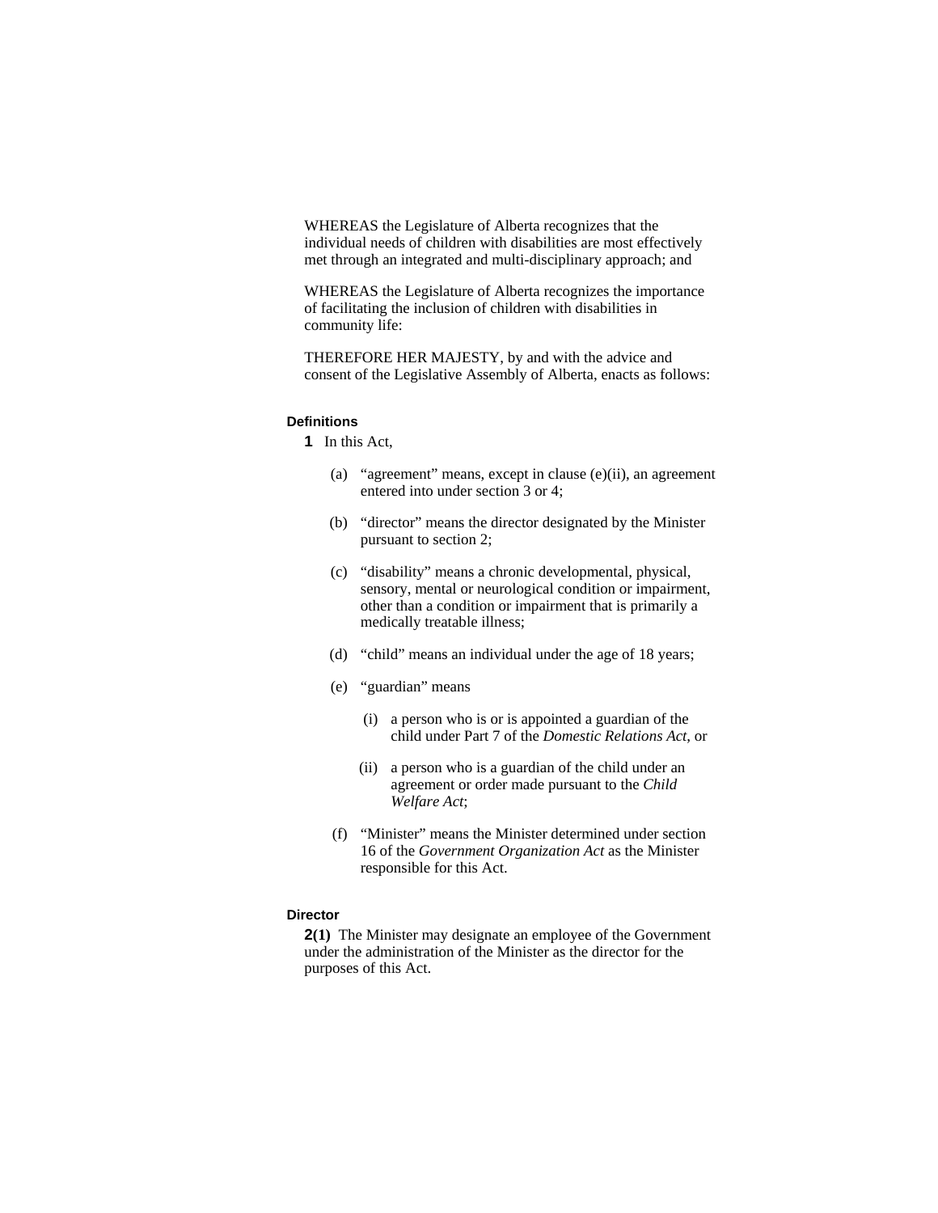WHEREAS the Legislature of Alberta recognizes that the individual needs of children with disabilities are most effectively met through an integrated and multi-disciplinary approach; and

WHEREAS the Legislature of Alberta recognizes the importance of facilitating the inclusion of children with disabilities in community life:

THEREFORE HER MAJESTY, by and with the advice and consent of the Legislative Assembly of Alberta, enacts as follows:

#### Definitions

**1** In this Act,

- (a) "agreement" means, except in clause (e)(ii), an agreement entered into under section 3 or 4;
- (b) "director" means the director designated by the Minister pursuant to section 2;
- (c) "disability" means a chronic developmental, physical, sensory, mental or neurological condition or impairment, other than a condition or impairment that is primarily a medically treatable illness;
- (d) "child" means an individual under the age of 18 years;
- (e) "guardian" means
  - (i) a person who is or is appointed a guardian of the child under Part 7 of the *Domestic Relations Act*, or
  - (ii) a person who is a guardian of the child under an agreement or order made pursuant to the *Child Welfare Act*;
- (f) "Minister" means the Minister determined under section 16 of the *Government Organization Act* as the Minister responsible for this Act.

#### Director

**2(1)** The Minister may designate an employee of the Government under the administration of the Minister as the director for the purposes of this Act.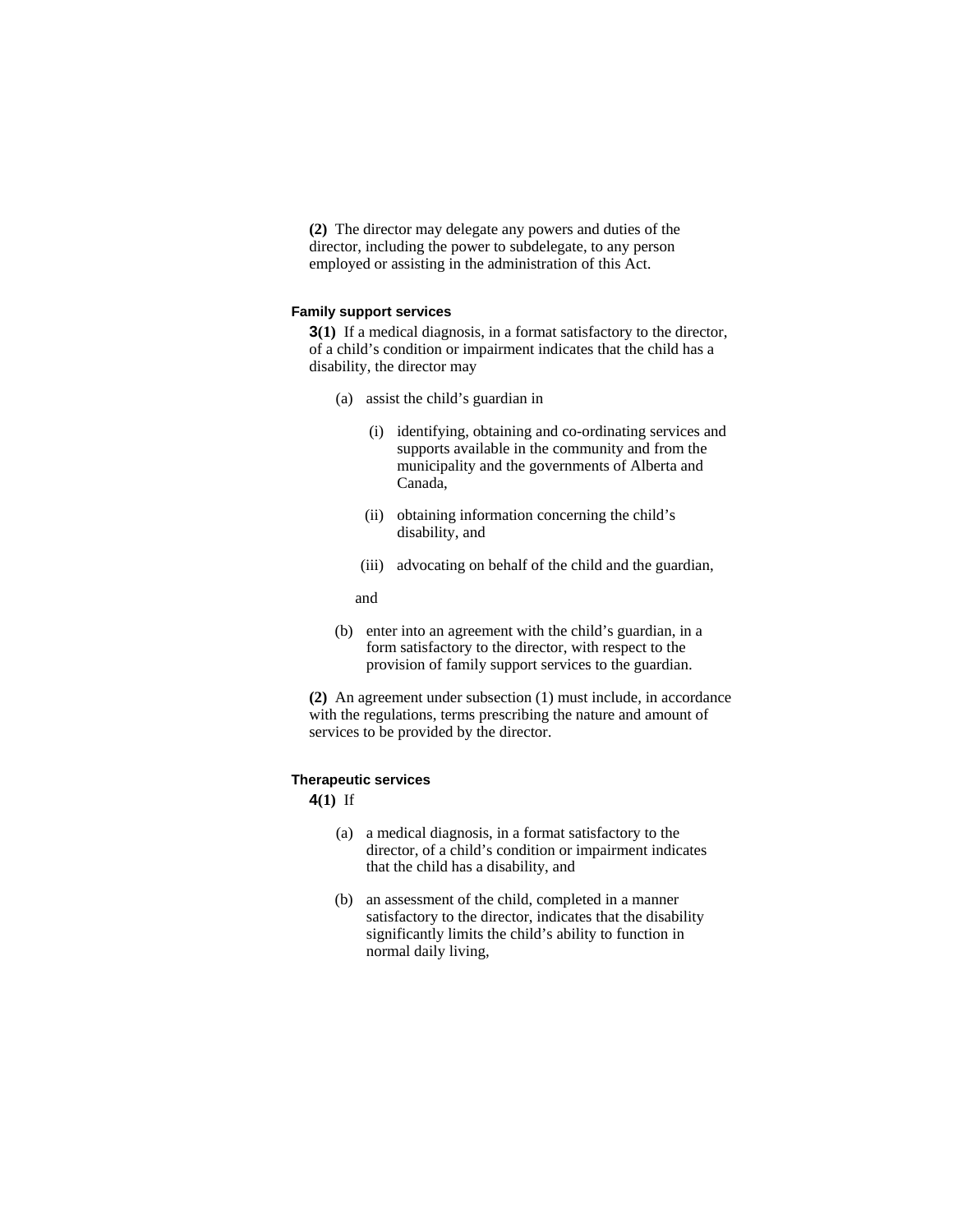**(2)** The director may delegate any powers and duties of the director, including the power to subdelegate, to any person employed or assisting in the administration of this Act.

### Family support services

**3(1)** If a medical diagnosis, in a format satisfactory to the director, of a child's condition or impairment indicates that the child has a disability, the director may

- (a) assist the child's guardian in
  - (i) identifying, obtaining and co-ordinating services and supports available in the community and from the municipality and the governments of Alberta and Canada,
  - (ii) obtaining information concerning the child's disability, and
  - (iii) advocating on behalf of the child and the guardian,

  and
- (b) enter into an agreement with the child's guardian, in a form satisfactory to the director, with respect to the provision of family support services to the guardian.

**(2)** An agreement under subsection (1) must include, in accordance with the regulations, terms prescribing the nature and amount of services to be provided by the director.

### Therapeutic services

**4(1)** If

- (a) a medical diagnosis, in a format satisfactory to the director, of a child's condition or impairment indicates that the child has a disability, and
- (b) an assessment of the child, completed in a manner satisfactory to the director, indicates that the disability significantly limits the child's ability to function in normal daily living,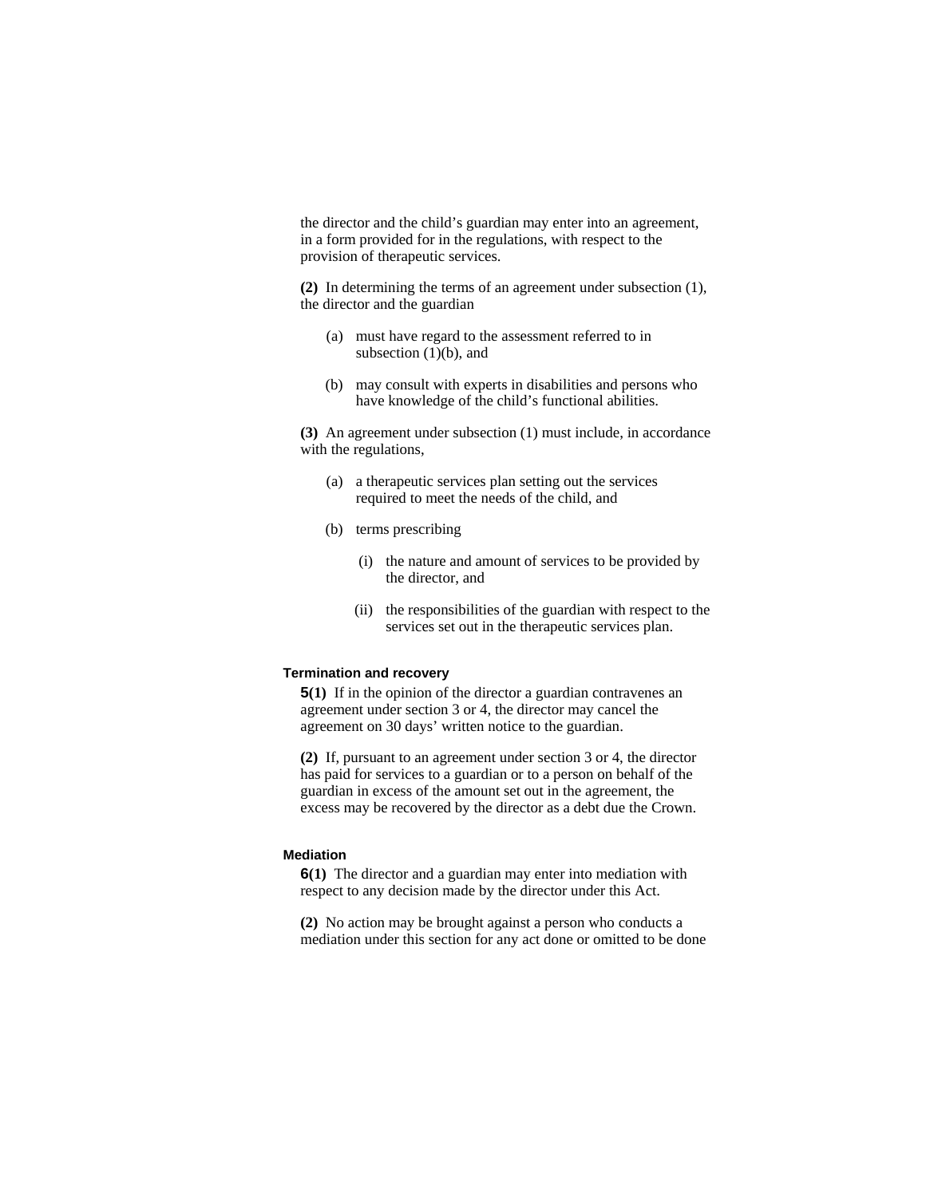the director and the child's guardian may enter into an agreement, in a form provided for in the regulations, with respect to the provision of therapeutic services.

**(2)** In determining the terms of an agreement under subsection (1), the director and the guardian

(a) must have regard to the assessment referred to in subsection (1)(b), and

(b) may consult with experts in disabilities and persons who have knowledge of the child's functional abilities.

**(3)** An agreement under subsection (1) must include, in accordance with the regulations,

(a) a therapeutic services plan setting out the services required to meet the needs of the child, and

(b) terms prescribing

(i) the nature and amount of services to be provided by the director, and

(ii) the responsibilities of the guardian with respect to the services set out in the therapeutic services plan.

#### Termination and recovery

**5(1)** If in the opinion of the director a guardian contravenes an agreement under section 3 or 4, the director may cancel the agreement on 30 days' written notice to the guardian.

**(2)** If, pursuant to an agreement under section 3 or 4, the director has paid for services to a guardian or to a person on behalf of the guardian in excess of the amount set out in the agreement, the excess may be recovered by the director as a debt due the Crown.

#### Mediation

**6(1)** The director and a guardian may enter into mediation with respect to any decision made by the director under this Act.

**(2)** No action may be brought against a person who conducts a mediation under this section for any act done or omitted to be done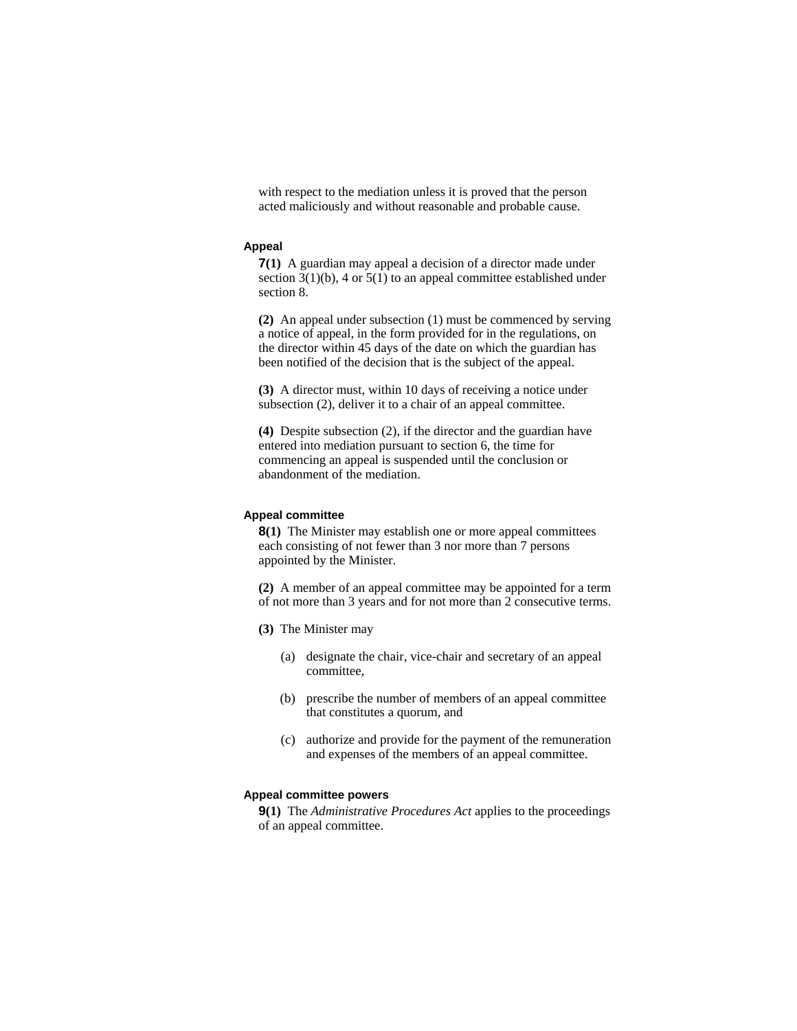with respect to the mediation unless it is proved that the person acted maliciously and without reasonable and probable cause.

### Appeal

**7(1)** A guardian may appeal a decision of a director made under section 3(1)(b), 4 or 5(1) to an appeal committee established under section 8.

**(2)** An appeal under subsection (1) must be commenced by serving a notice of appeal, in the form provided for in the regulations, on the director within 45 days of the date on which the guardian has been notified of the decision that is the subject of the appeal.

**(3)** A director must, within 10 days of receiving a notice under subsection (2), deliver it to a chair of an appeal committee.

**(4)** Despite subsection (2), if the director and the guardian have entered into mediation pursuant to section 6, the time for commencing an appeal is suspended until the conclusion or abandonment of the mediation.

### Appeal committee

**8(1)** The Minister may establish one or more appeal committees each consisting of not fewer than 3 nor more than 7 persons appointed by the Minister.

**(2)** A member of an appeal committee may be appointed for a term of not more than 3 years and for not more than 2 consecutive terms.

**(3)** The Minister may

(a) designate the chair, vice-chair and secretary of an appeal committee,

(b) prescribe the number of members of an appeal committee that constitutes a quorum, and

(c) authorize and provide for the payment of the remuneration and expenses of the members of an appeal committee.

### Appeal committee powers

**9(1)** The *Administrative Procedures Act* applies to the proceedings of an appeal committee.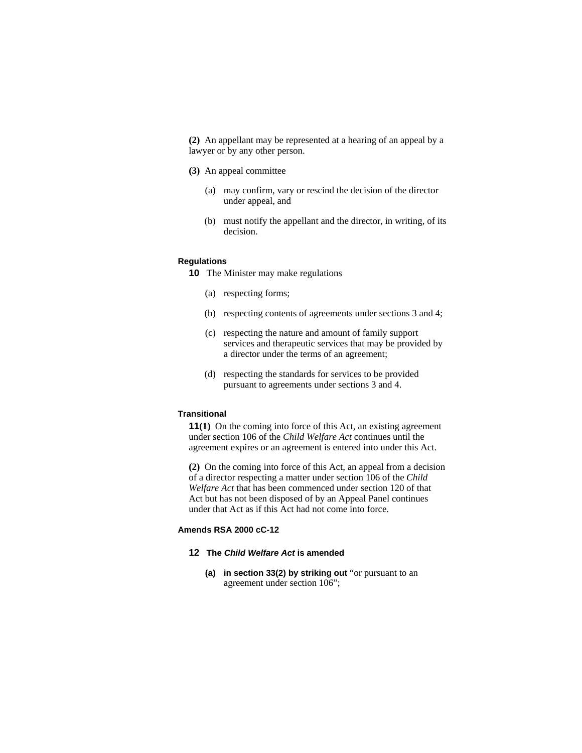**(2)** An appellant may be represented at a hearing of an appeal by a lawyer or by any other person.

**(3)** An appeal committee

(a) may confirm, vary or rescind the decision of the director under appeal, and

(b) must notify the appellant and the director, in writing, of its decision.

**Regulations**

**10** The Minister may make regulations

(a) respecting forms;

(b) respecting contents of agreements under sections 3 and 4;

(c) respecting the nature and amount of family support services and therapeutic services that may be provided by a director under the terms of an agreement;

(d) respecting the standards for services to be provided pursuant to agreements under sections 3 and 4.

**Transitional**

**11(1)** On the coming into force of this Act, an existing agreement under section 106 of the *Child Welfare Act* continues until the agreement expires or an agreement is entered into under this Act.

**(2)** On the coming into force of this Act, an appeal from a decision of a director respecting a matter under section 106 of the *Child Welfare Act* that has been commenced under section 120 of that Act but has not been disposed of by an Appeal Panel continues under that Act as if this Act had not come into force.

**Amends RSA 2000 cC-12**

**12 The *Child Welfare Act* is amended**

**(a) in section 33(2) by striking out** "or pursuant to an agreement under section 106";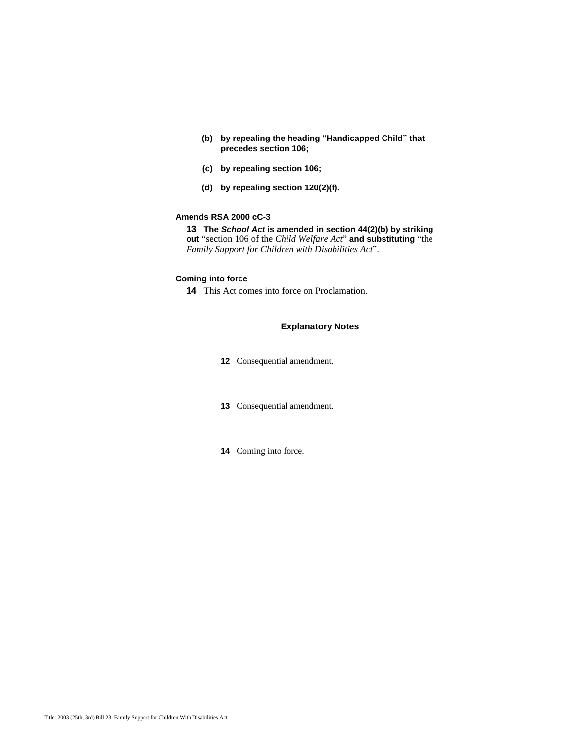**(b) by repealing the heading "Handicapped Child" that precedes section 106;**

**(c) by repealing section 106;**

**(d) by repealing section 120(2)(f).**

**Amends RSA 2000 cC-3**

**13** **The *School Act* is amended in section 44(2)(b) by striking out** "section 106 of the *Child Welfare Act*" **and substituting** "the *Family Support for Children with Disabilities Act*".

**Coming into force**

**14** This Act comes into force on Proclamation.

**Explanatory Notes**

**12** Consequential amendment.

**13** Consequential amendment.

**14** Coming into force.